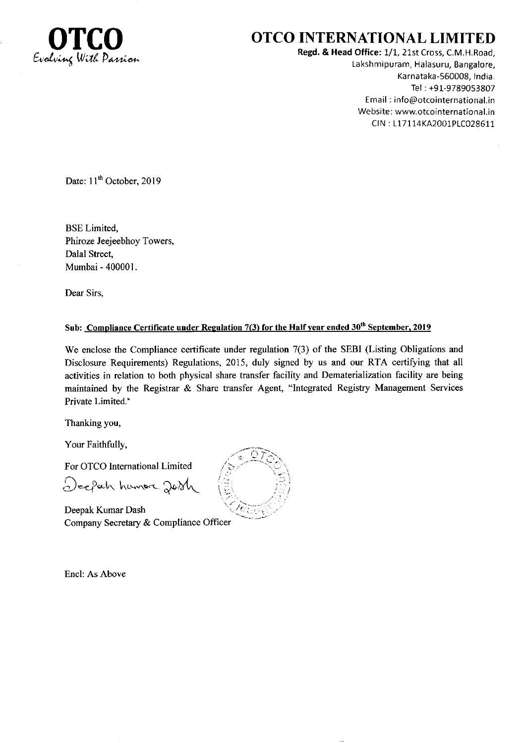**OTCO**
*Evolving With Passion*

# OTCO INTERNATIONAL LIMITED

**Regd. & Head Office:** 1/1, 21st Cross, C.M.H.Road,
Lakshmipuram, Halasuru, Bangalore,
Karnataka-560008, India.
Tel : +91-9789053807
Email : info@otcointernational.in
Website: www.otcointernational.in
CIN : L17114KA2001PLC028611

Date: 11th October, 2019

BSE Limited,
Phiroze Jeejeebhoy Towers,
Dalal Street,
Mumbai - 400001.

Dear Sirs,

**Sub: Compliance Certificate under Regulation 7(3) for the Half year ended 30th September, 2019**

We enclose the Compliance certificate under regulation 7(3) of the SEBI (Listing Obligations and Disclosure Requirements) Regulations, 2015, duly signed by us and our RTA certifying that all activities in relation to both physical share transfer facility and Dematerialization facility are being maintained by the Registrar & Share transfer Agent, "Integrated Registry Management Services Private Limited."

Thanking you,

Your Faithfully,

For OTCO International Limited

Deepak Kumar Dash

Deepak Kumar Dash
Company Secretary & Compliance Officer

Encl: As Above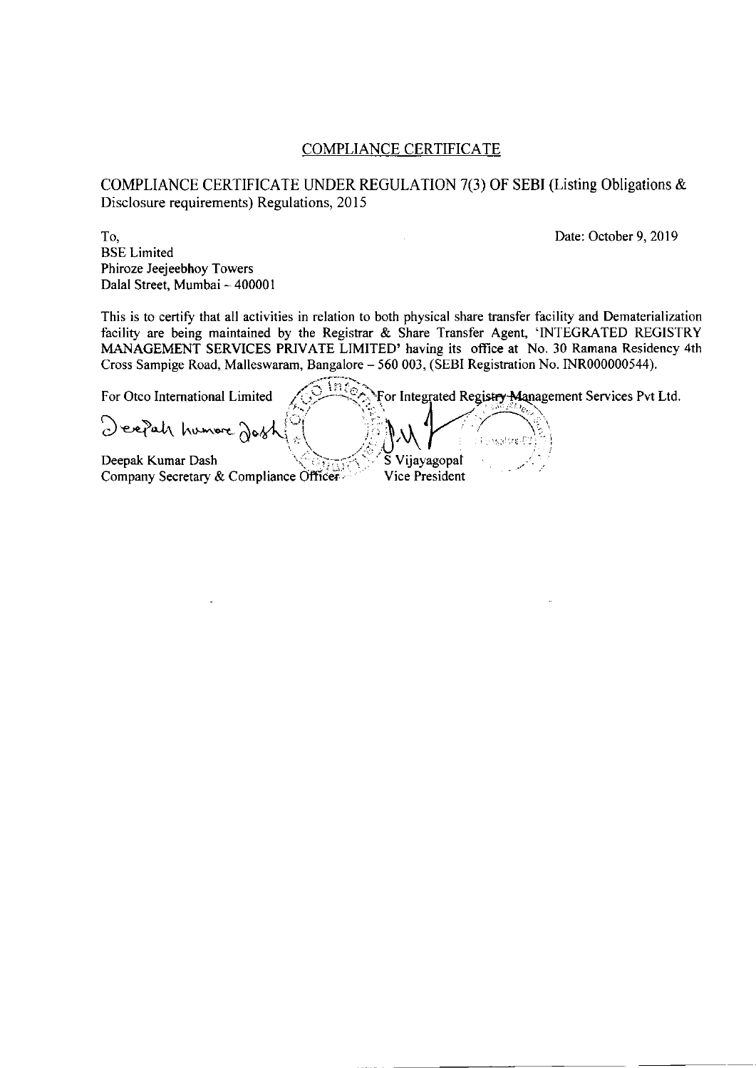# COMPLIANCE CERTIFICATE

COMPLIANCE CERTIFICATE UNDER REGULATION 7(3) OF SEBI (Listing Obligations & Disclosure requirements) Regulations, 2015

To,
BSE Limited
Phiroze Jeejeebhoy Towers
Dalal Street, Mumbai – 400001

Date: October 9, 2019

This is to certify that all activities in relation to both physical share transfer facility and Dematerialization facility are being maintained by the Registrar & Share Transfer Agent, 'INTEGRATED REGISTRY MANAGEMENT SERVICES PRIVATE LIMITED' having its office at No. 30 Ramana Residency 4th Cross Sampige Road, Malleswaram, Bangalore – 560 003, (SEBI Registration No. INR000000544).

For Otco International Limited

Deepak Kumar Dash
Company Secretary & Compliance Officer

For Integrated Registry Management Services Pvt Ltd.

S Vijayagopal
Vice President